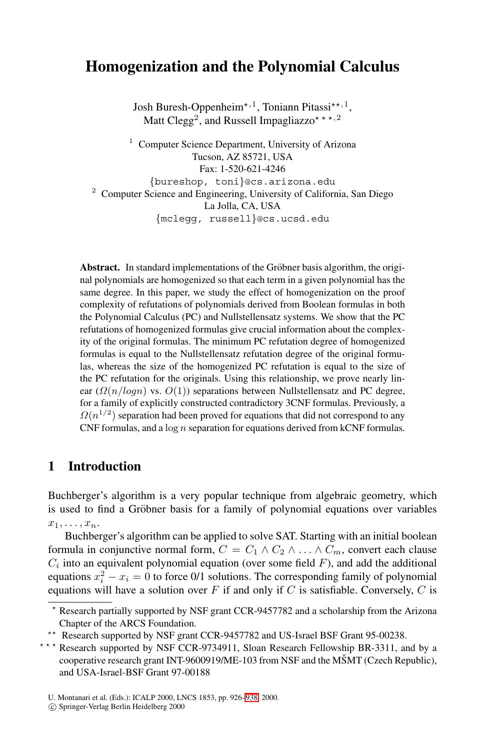# Homogenization and the Polynomial Calculus

Josh Buresh-Oppenheim[*,1], Toniann Pitassi[**,1], Matt Clegg[2], and Russell Impagliazzo[***,2]

[1] Computer Science Department, University of Arizona  
Tucson, AZ 85721, USA  
Fax: 1-520-621-4246  
{bureshop, toni}@cs.arizona.edu

[2] Computer Science and Engineering, University of California, San Diego  
La Jolla, CA, USA  
{mclegg, russell}@cs.ucsd.edu

**Abstract.** In standard implementations of the Gröbner basis algorithm, the original polynomials are homogenized so that each term in a given polynomial has the same degree. In this paper, we study the effect of homogenization on the proof complexity of refutations of polynomials derived from Boolean formulas in both the Polynomial Calculus (PC) and Nullstellensatz systems. We show that the PC refutations of homogenized formulas give crucial information about the complexity of the original formulas. The minimum PC refutation degree of homogenized formulas is equal to the Nullstellensatz refutation degree of the original formulas, whereas the size of the homogenized PC refutation is equal to the size of the PC refutation for the originals. Using this relationship, we prove nearly linear ($\Omega(n/logn)$ vs. $O(1)$) separations between Nullstellensatz and PC degree, for a family of explicitly constructed contradictory 3CNF formulas. Previously, a $\Omega(n^{1/2})$ separation had been proved for equations that did not correspond to any CNF formulas, and a $\log n$ separation for equations derived from kCNF formulas.

## 1 Introduction

Buchberger's algorithm is a very popular technique from algebraic geometry, which is used to find a Gröbner basis for a family of polynomial equations over variables $x_1, \ldots, x_n$.

Buchberger's algorithm can be applied to solve SAT. Starting with an initial boolean formula in conjunctive normal form, $C = C_1 \wedge C_2 \wedge \ldots \wedge C_m$, convert each clause $C_i$ into an equivalent polynomial equation (over some field $F$), and add the additional equations $x_i^2 - x_i = 0$ to force 0/1 solutions. The corresponding family of polynomial equations will have a solution over $F$ if and only if $C$ is satisfiable. Conversely, $C$ is

---

[*] Research partially supported by NSF grant CCR-9457782 and a scholarship from the Arizona Chapter of the ARCS Foundation.

[**] Research supported by NSF grant CCR-9457782 and US-Israel BSF Grant 95-00238.

[***] Research supported by NSF CCR-9734911, Sloan Research Fellowship BR-3311, and by a cooperative research grant INT-9600919/ME-103 from NSF and the MŠMT (Czech Republic), and USA-Israel-BSF Grant 97-00188

U. Montanari et al. (Eds.): ICALP 2000, LNCS 1853, pp. 926–938, 2000.  
© Springer-Verlag Berlin Heidelberg 2000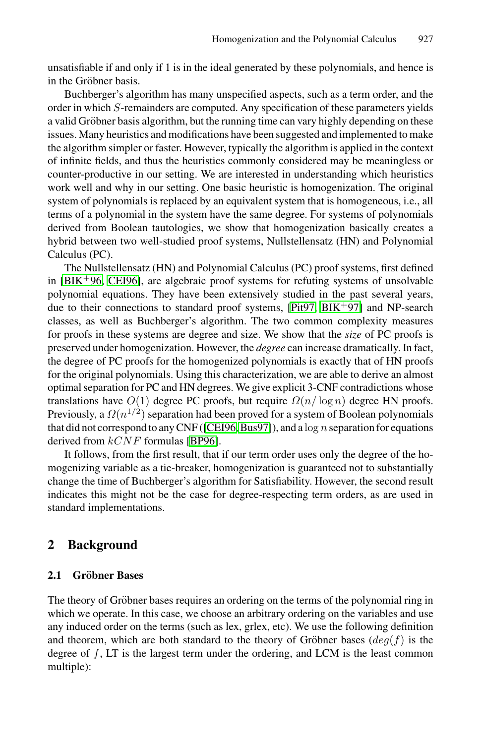unsatisfiable if and only if 1 is in the ideal generated by these polynomials, and hence is in the Gröbner basis.

Buchberger's algorithm has many unspecified aspects, such as a term order, and the order in which $S$-remainders are computed. Any specification of these parameters yields a valid Gröbner basis algorithm, but the running time can vary highly depending on these issues. Many heuristics and modifications have been suggested and implemented to make the algorithm simpler or faster. However, typically the algorithm is applied in the context of infinite fields, and thus the heuristics commonly considered may be meaningless or counter-productive in our setting. We are interested in understanding which heuristics work well and why in our setting. One basic heuristic is homogenization. The original system of polynomials is replaced by an equivalent system that is homogeneous, i.e., all terms of a polynomial in the system have the same degree. For systems of polynomials derived from Boolean tautologies, we show that homogenization basically creates a hybrid between two well-studied proof systems, Nullstellensatz (HN) and Polynomial Calculus (PC).

The Nullstellensatz (HN) and Polynomial Calculus (PC) proof systems, first defined in [BIK+96, CEI96], are algebraic proof systems for refuting systems of unsolvable polynomial equations. They have been extensively studied in the past several years, due to their connections to standard proof systems, [Pit97, BIK+97] and NP-search classes, as well as Buchberger's algorithm. The two common complexity measures for proofs in these systems are degree and size. We show that the *size* of PC proofs is preserved under homogenization. However, the *degree* can increase dramatically. In fact, the degree of PC proofs for the homogenized polynomials is exactly that of HN proofs for the original polynomials. Using this characterization, we are able to derive an almost optimal separation for PC and HN degrees. We give explicit 3-CNF contradictions whose translations have $O(1)$ degree PC proofs, but require $\Omega(n/\log n)$ degree HN proofs. Previously, a $\Omega(n^{1/2})$ separation had been proved for a system of Boolean polynomials that did not correspond to any CNF ([CEI96, Bus97]), and a $\log n$ separation for equations derived from $kCNF$ formulas [BP96].

It follows, from the first result, that if our term order uses only the degree of the homogenizing variable as a tie-breaker, homogenization is guaranteed not to substantially change the time of Buchberger's algorithm for Satisfiability. However, the second result indicates this might not be the case for degree-respecting term orders, as are used in standard implementations.

## 2 Background

### 2.1 Gröbner Bases

The theory of Gröbner bases requires an ordering on the terms of the polynomial ring in which we operate. In this case, we choose an arbitrary ordering on the variables and use any induced order on the terms (such as lex, grlex, etc). We use the following definition and theorem, which are both standard to the theory of Gröbner bases ($deg(f)$ is the degree of $f$, LT is the largest term under the ordering, and LCM is the least common multiple):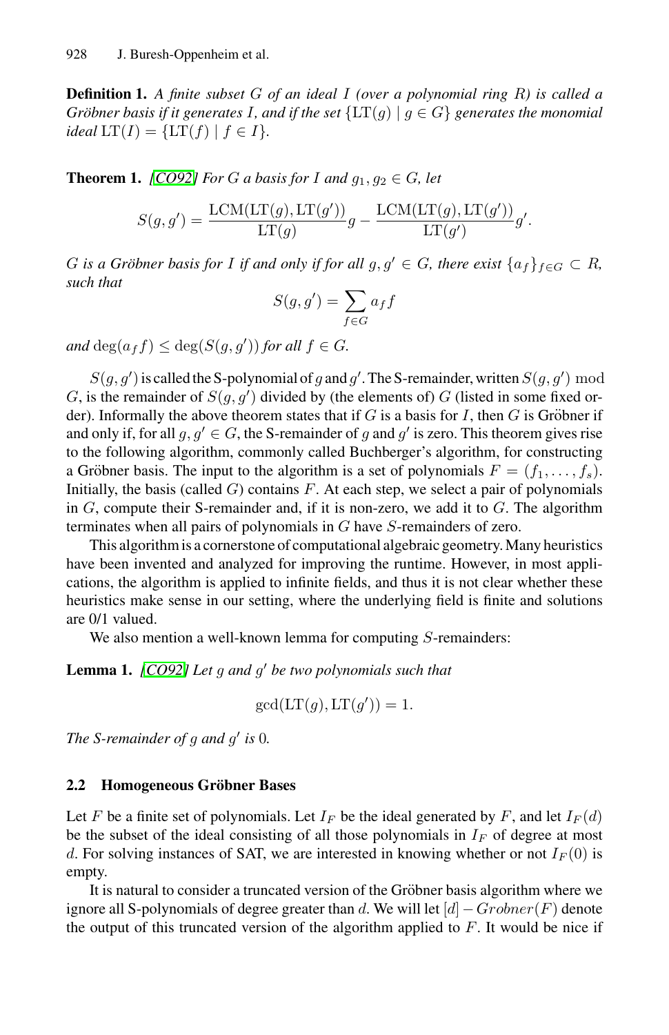**Definition 1.** *A finite subset $G$ of an ideal $I$ (over a polynomial ring $R$) is called a Gröbner basis if it generates $I$, and if the set $\{\mathrm{LT}(g) \mid g \in G\}$ generates the monomial ideal $\mathrm{LT}(I) = \{\mathrm{LT}(f) \mid f \in I\}$.*

**Theorem 1.** *[CO92] For $G$ a basis for $I$ and $g_1, g_2 \in G$, let*

$$S(g, g') = \frac{\mathrm{LCM}(\mathrm{LT}(g), \mathrm{LT}(g'))}{\mathrm{LT}(g)} g - \frac{\mathrm{LCM}(\mathrm{LT}(g), \mathrm{LT}(g'))}{\mathrm{LT}(g')} g'.$$

*$G$ is a Gröbner basis for $I$ if and only if for all $g, g' \in G$, there exist $\{a_f\}_{f \in G} \subset R$, such that*

$$S(g, g') = \sum_{f \in G} a_f f$$

*and $\deg(a_f f) \leq \deg(S(g, g'))$ for all $f \in G$.*

$S(g, g')$ is called the S-polynomial of $g$ and $g'$. The S-remainder, written $S(g, g') \bmod G$, is the remainder of $S(g, g')$ divided by (the elements of) $G$ (listed in some fixed order). Informally the above theorem states that if $G$ is a basis for $I$, then $G$ is Gröbner if and only if, for all $g, g' \in G$, the S-remainder of $g$ and $g'$ is zero. This theorem gives rise to the following algorithm, commonly called Buchberger's algorithm, for constructing a Gröbner basis. The input to the algorithm is a set of polynomials $F = (f_1, \ldots, f_s)$. Initially, the basis (called $G$) contains $F$. At each step, we select a pair of polynomials in $G$, compute their S-remainder and, if it is non-zero, we add it to $G$. The algorithm terminates when all pairs of polynomials in $G$ have $S$-remainders of zero.

This algorithm is a cornerstone of computational algebraic geometry. Many heuristics have been invented and analyzed for improving the runtime. However, in most applications, the algorithm is applied to infinite fields, and thus it is not clear whether these heuristics make sense in our setting, where the underlying field is finite and solutions are 0/1 valued.

We also mention a well-known lemma for computing $S$-remainders:

**Lemma 1.** *[CO92] Let $g$ and $g'$ be two polynomials such that*

$$\gcd(\mathrm{LT}(g), \mathrm{LT}(g')) = 1.$$

*The S-remainder of $g$ and $g'$ is 0.*

## 2.2 Homogeneous Gröbner Bases

Let $F$ be a finite set of polynomials. Let $I_F$ be the ideal generated by $F$, and let $I_F(d)$ be the subset of the ideal consisting of all those polynomials in $I_F$ of degree at most $d$. For solving instances of SAT, we are interested in knowing whether or not $I_F(0)$ is empty.

It is natural to consider a truncated version of the Gröbner basis algorithm where we ignore all S-polynomials of degree greater than $d$. We will let $[d] - Grobner(F)$ denote the output of this truncated version of the algorithm applied to $F$. It would be nice if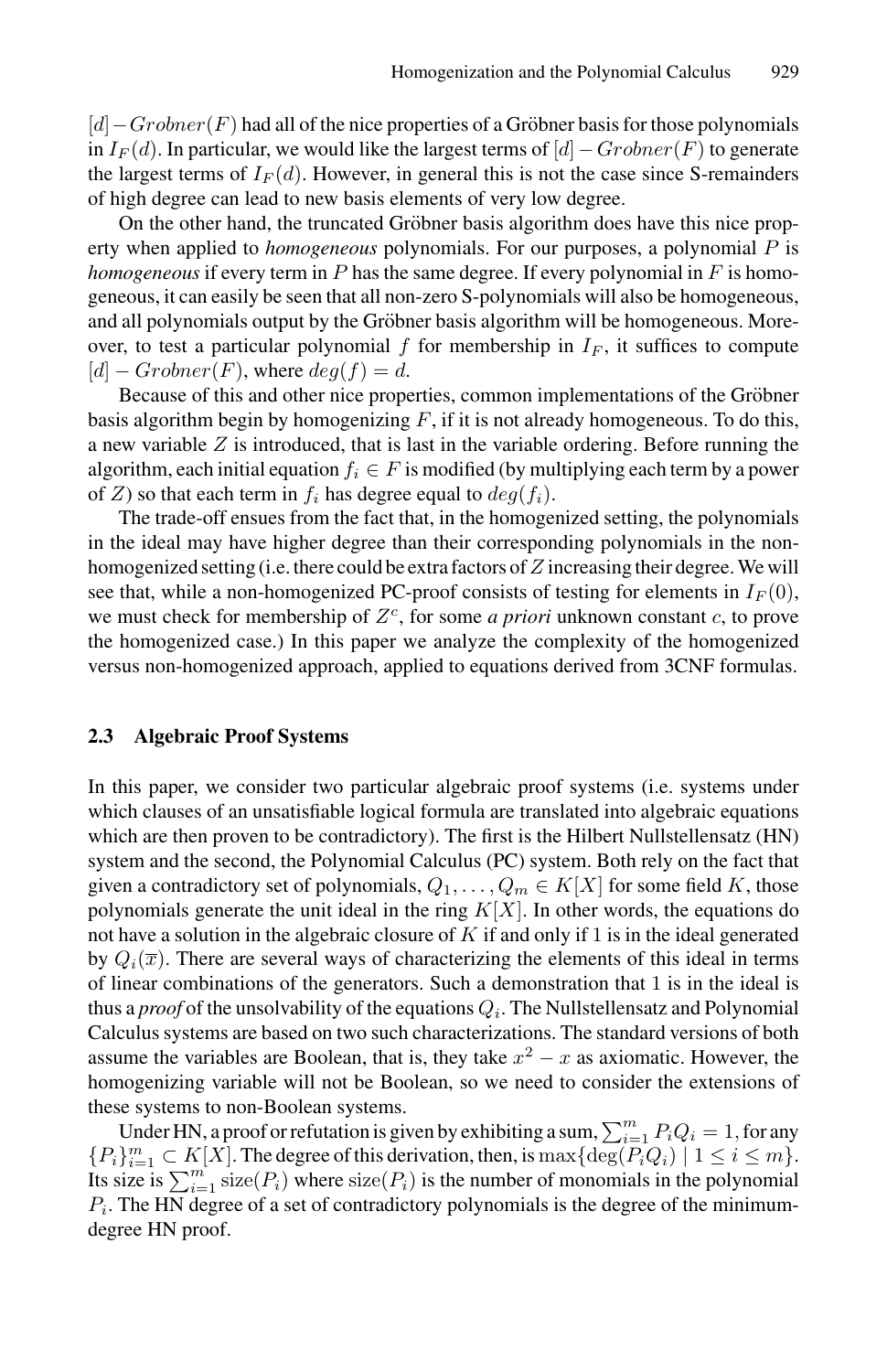$[d]-Grobner(F)$ had all of the nice properties of a Gröbner basis for those polynomials in $I_F(d)$. In particular, we would like the largest terms of $[d]-Grobner(F)$ to generate the largest terms of $I_F(d)$. However, in general this is not the case since S-remainders of high degree can lead to new basis elements of very low degree.

On the other hand, the truncated Gröbner basis algorithm does have this nice property when applied to *homogeneous* polynomials. For our purposes, a polynomial $P$ is *homogeneous* if every term in $P$ has the same degree. If every polynomial in $F$ is homogeneous, it can easily be seen that all non-zero S-polynomials will also be homogeneous, and all polynomials output by the Gröbner basis algorithm will be homogeneous. Moreover, to test a particular polynomial $f$ for membership in $I_F$, it suffices to compute $[d]-Grobner(F)$, where $deg(f) = d$.

Because of this and other nice properties, common implementations of the Gröbner basis algorithm begin by homogenizing $F$, if it is not already homogeneous. To do this, a new variable $Z$ is introduced, that is last in the variable ordering. Before running the algorithm, each initial equation $f_i \in F$ is modified (by multiplying each term by a power of $Z$) so that each term in $f_i$ has degree equal to $deg(f_i)$.

The trade-off ensues from the fact that, in the homogenized setting, the polynomials in the ideal may have higher degree than their corresponding polynomials in the non-homogenized setting (i.e. there could be extra factors of $Z$ increasing their degree. We will see that, while a non-homogenized PC-proof consists of testing for elements in $I_F(0)$, we must check for membership of $Z^c$, for some *a priori* unknown constant $c$, to prove the homogenized case.) In this paper we analyze the complexity of the homogenized versus non-homogenized approach, applied to equations derived from 3CNF formulas.

### 2.3 Algebraic Proof Systems

In this paper, we consider two particular algebraic proof systems (i.e. systems under which clauses of an unsatisfiable logical formula are translated into algebraic equations which are then proven to be contradictory). The first is the Hilbert Nullstellensatz (HN) system and the second, the Polynomial Calculus (PC) system. Both rely on the fact that given a contradictory set of polynomials, $Q_1, \ldots, Q_m \in K[X]$ for some field $K$, those polynomials generate the unit ideal in the ring $K[X]$. In other words, the equations do not have a solution in the algebraic closure of $K$ if and only if 1 is in the ideal generated by $Q_i(\overline{x})$. There are several ways of characterizing the elements of this ideal in terms of linear combinations of the generators. Such a demonstration that 1 is in the ideal is thus a *proof* of the unsolvability of the equations $Q_i$. The Nullstellensatz and Polynomial Calculus systems are based on two such characterizations. The standard versions of both assume the variables are Boolean, that is, they take $x^2 - x$ as axiomatic. However, the homogenizing variable will not be Boolean, so we need to consider the extensions of these systems to non-Boolean systems.

Under HN, a proof or refutation is given by exhibiting a sum, $\sum_{i=1}^{m} P_i Q_i = 1$, for any $\{P_i\}_{i=1}^{m} \subset K[X]$. The degree of this derivation, then, is $\max\{\deg(P_i Q_i) \mid 1 \leq i \leq m\}$. Its size is $\sum_{i=1}^{m} \text{size}(P_i)$ where $\text{size}(P_i)$ is the number of monomials in the polynomial $P_i$. The HN degree of a set of contradictory polynomials is the degree of the minimum-degree HN proof.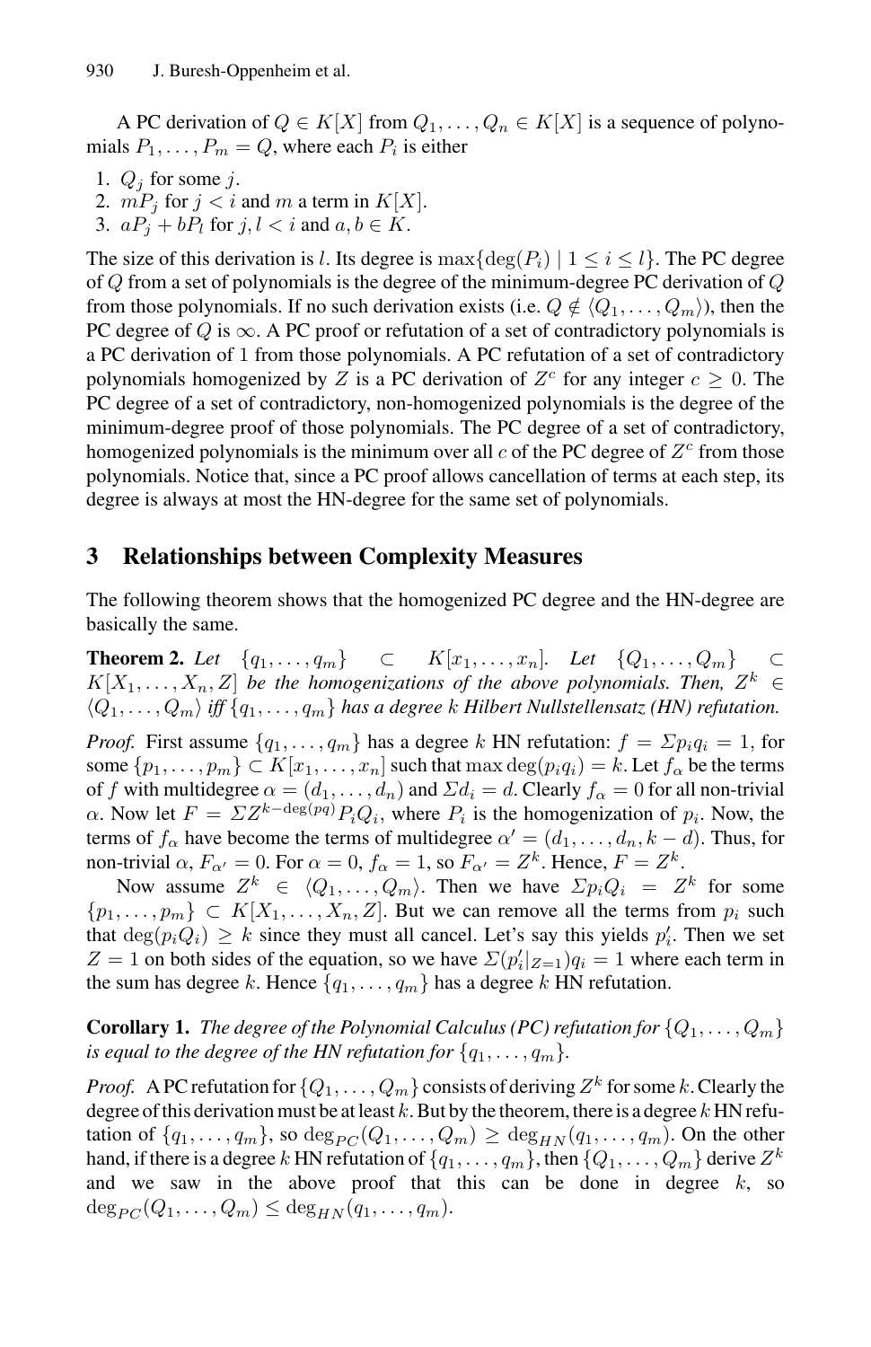A PC derivation of $Q \in K[X]$ from $Q_1, \ldots, Q_n \in K[X]$ is a sequence of polynomials $P_1, \ldots, P_m = Q$, where each $P_i$ is either

1. $Q_j$ for some $j$.
2. $mP_j$ for $j < i$ and $m$ a term in $K[X]$.
3. $aP_j + bP_l$ for $j, l < i$ and $a, b \in K$.

The size of this derivation is $l$. Its degree is $\max\{\deg(P_i) \mid 1 \leq i \leq l\}$. The PC degree of $Q$ from a set of polynomials is the degree of the minimum-degree PC derivation of $Q$ from those polynomials. If no such derivation exists (i.e. $Q \notin \langle Q_1, \ldots, Q_m \rangle$), then the PC degree of $Q$ is $\infty$. A PC proof or refutation of a set of contradictory polynomials is a PC derivation of 1 from those polynomials. A PC refutation of a set of contradictory polynomials homogenized by $Z$ is a PC derivation of $Z^c$ for any integer $c \geq 0$. The PC degree of a set of contradictory, non-homogenized polynomials is the degree of the minimum-degree proof of those polynomials. The PC degree of a set of contradictory, homogenized polynomials is the minimum over all $c$ of the PC degree of $Z^c$ from those polynomials. Notice that, since a PC proof allows cancellation of terms at each step, its degree is always at most the HN-degree for the same set of polynomials.

## 3 Relationships between Complexity Measures

The following theorem shows that the homogenized PC degree and the HN-degree are basically the same.

**Theorem 2.** *Let $\{q_1, \ldots, q_m\} \subset K[x_1, \ldots, x_n]$. Let $\{Q_1, \ldots, Q_m\} \subset K[X_1, \ldots, X_n, Z]$ be the homogenizations of the above polynomials. Then, $Z^k \in \langle Q_1, \ldots, Q_m \rangle$ iff $\{q_1, \ldots, q_m\}$ has a degree $k$ Hilbert Nullstellensatz (HN) refutation.*

*Proof.* First assume $\{q_1, \ldots, q_m\}$ has a degree $k$ HN refutation: $f = \Sigma p_i q_i = 1$, for some $\{p_1, \ldots, p_m\} \subset K[x_1, \ldots, x_n]$ such that $\max \deg(p_i q_i) = k$. Let $f_\alpha$ be the terms of $f$ with multidegree $\alpha = (d_1, \ldots, d_n)$ and $\Sigma d_i = d$. Clearly $f_\alpha = 0$ for all non-trivial $\alpha$. Now let $F = \Sigma Z^{k-\deg(pq)} P_i Q_i$, where $P_i$ is the homogenization of $p_i$. Now, the terms of $f_\alpha$ have become the terms of multidegree $\alpha' = (d_1, \ldots, d_n, k-d)$. Thus, for non-trivial $\alpha$, $F_{\alpha'} = 0$. For $\alpha = 0$, $f_\alpha = 1$, so $F_{\alpha'} = Z^k$. Hence, $F = Z^k$.

Now assume $Z^k \in \langle Q_1, \ldots, Q_m \rangle$. Then we have $\Sigma p_i Q_i = Z^k$ for some $\{p_1, \ldots, p_m\} \subset K[X_1, \ldots, X_n, Z]$. But we can remove all the terms from $p_i$ such that $\deg(p_i Q_i) \geq k$ since they must all cancel. Let's say this yields $p'_i$. Then we set $Z = 1$ on both sides of the equation, so we have $\Sigma(p'_i|_{Z=1}) q_i = 1$ where each term in the sum has degree $k$. Hence $\{q_1, \ldots, q_m\}$ has a degree $k$ HN refutation.

**Corollary 1.** *The degree of the Polynomial Calculus (PC) refutation for $\{Q_1, \ldots, Q_m\}$ is equal to the degree of the HN refutation for $\{q_1, \ldots, q_m\}$.*

*Proof.* A PC refutation for $\{Q_1, \ldots, Q_m\}$ consists of deriving $Z^k$ for some $k$. Clearly the degree of this derivation must be at least $k$. But by the theorem, there is a degree $k$ HN refutation of $\{q_1, \ldots, q_m\}$, so $\deg_{PC}(Q_1, \ldots, Q_m) \geq \deg_{HN}(q_1, \ldots, q_m)$. On the other hand, if there is a degree $k$ HN refutation of $\{q_1, \ldots, q_m\}$, then $\{Q_1, \ldots, Q_m\}$ derive $Z^k$ and we saw in the above proof that this can be done in degree $k$, so $\deg_{PC}(Q_1, \ldots, Q_m) \leq \deg_{HN}(q_1, \ldots, q_m)$.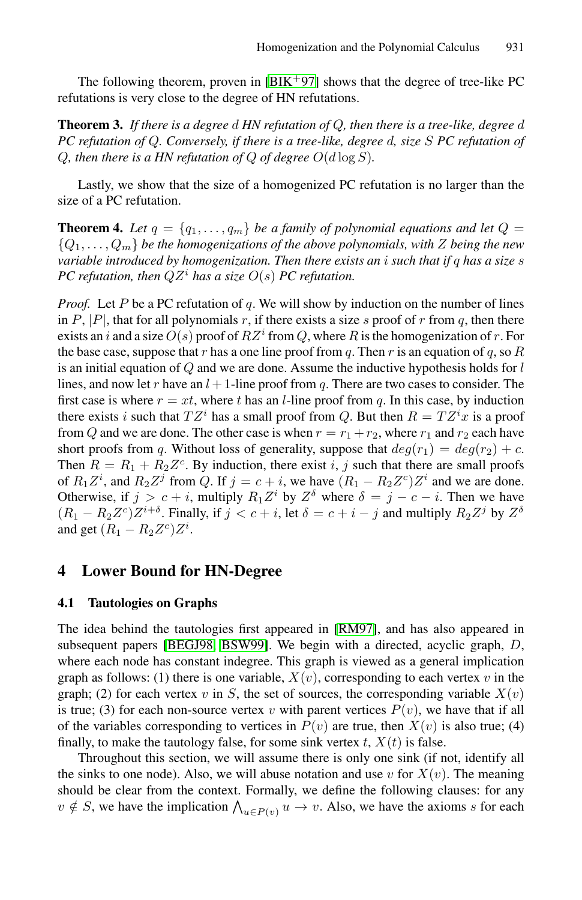The following theorem, proven in [BIK+97] shows that the degree of tree-like PC refutations is very close to the degree of HN refutations.

**Theorem 3.** *If there is a degree $d$ HN refutation of $Q$, then there is a tree-like, degree $d$ PC refutation of $Q$. Conversely, if there is a tree-like, degree $d$, size $S$ PC refutation of $Q$, then there is a HN refutation of $Q$ of degree $O(d \log S)$.*

Lastly, we show that the size of a homogenized PC refutation is no larger than the size of a PC refutation.

**Theorem 4.** *Let $q = \{q_1, \ldots, q_m\}$ be a family of polynomial equations and let $Q = \{Q_1, \ldots, Q_m\}$ be the homogenizations of the above polynomials, with $Z$ being the new variable introduced by homogenization. Then there exists an $i$ such that if $q$ has a size $s$ PC refutation, then $QZ^i$ has a size $O(s)$ PC refutation.*

*Proof.* Let $P$ be a PC refutation of $q$. We will show by induction on the number of lines in $P$, $|P|$, that for all polynomials $r$, if there exists a size $s$ proof of $r$ from $q$, then there exists an $i$ and a size $O(s)$ proof of $RZ^i$ from $Q$, where $R$ is the homogenization of $r$. For the base case, suppose that $r$ has a one line proof from $q$. Then $r$ is an equation of $q$, so $R$ is an initial equation of $Q$ and we are done. Assume the inductive hypothesis holds for $l$ lines, and now let $r$ have an $l+1$-line proof from $q$. There are two cases to consider. The first case is where $r = xt$, where $t$ has an $l$-line proof from $q$. In this case, by induction there exists $i$ such that $TZ^i$ has a small proof from $Q$. But then $R = TZ^i x$ is a proof from $Q$ and we are done. The other case is when $r = r_1 + r_2$, where $r_1$ and $r_2$ each have short proofs from $q$. Without loss of generality, suppose that $deg(r_1) = deg(r_2) + c$. Then $R = R_1 + R_2 Z^c$. By induction, there exist $i$, $j$ such that there are small proofs of $R_1 Z^i$, and $R_2 Z^j$ from $Q$. If $j = c + i$, we have $(R_1 - R_2 Z^c)Z^i$ and we are done. Otherwise, if $j > c + i$, multiply $R_1 Z^i$ by $Z^\delta$ where $\delta = j - c - i$. Then we have $(R_1 - R_2 Z^c)Z^{i+\delta}$. Finally, if $j < c + i$, let $\delta = c + i - j$ and multiply $R_2 Z^j$ by $Z^\delta$ and get $(R_1 - R_2 Z^c)Z^i$.

# 4 Lower Bound for HN-Degree

## 4.1 Tautologies on Graphs

The idea behind the tautologies first appeared in [RM97], and has also appeared in subsequent papers [BEGJ98, BSW99]. We begin with a directed, acyclic graph, $D$, where each node has constant indegree. This graph is viewed as a general implication graph as follows: (1) there is one variable, $X(v)$, corresponding to each vertex $v$ in the graph; (2) for each vertex $v$ in $S$, the set of sources, the corresponding variable $X(v)$ is true; (3) for each non-source vertex $v$ with parent vertices $P(v)$, we have that if all of the variables corresponding to vertices in $P(v)$ are true, then $X(v)$ is also true; (4) finally, to make the tautology false, for some sink vertex $t$, $X(t)$ is false.

Throughout this section, we will assume there is only one sink (if not, identify all the sinks to one node). Also, we will abuse notation and use $v$ for $X(v)$. The meaning should be clear from the context. Formally, we define the following clauses: for any $v \notin S$, we have the implication $\bigwedge_{u \in P(v)} u \to v$. Also, we have the axioms $s$ for each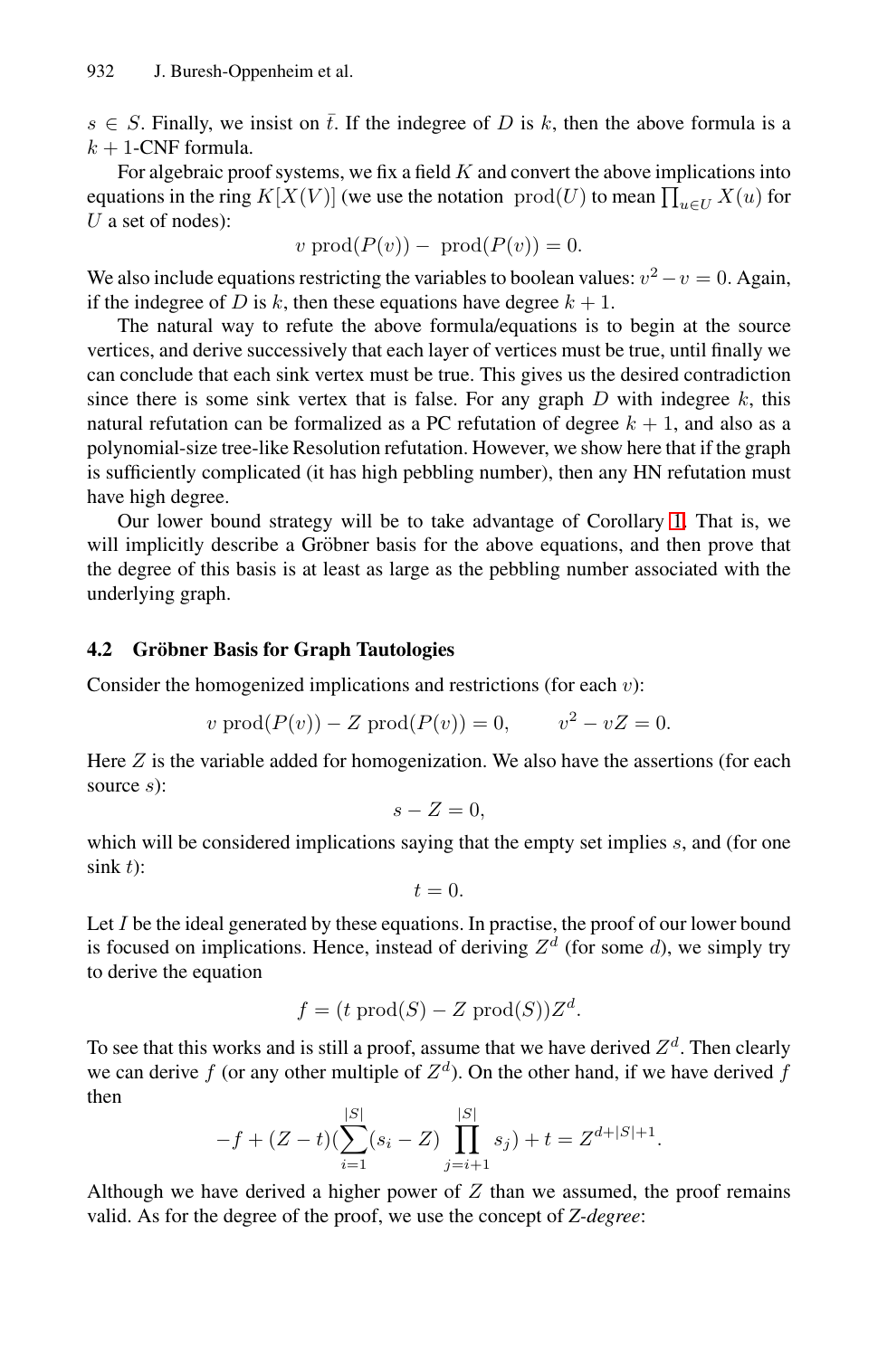$s \in S$. Finally, we insist on $\bar{t}$. If the indegree of $D$ is $k$, then the above formula is a $k+1$-CNF formula.

For algebraic proof systems, we fix a field $K$ and convert the above implications into equations in the ring $K[X(V)]$ (we use the notation $\text{prod}(U)$ to mean $\prod_{u \in U} X(u)$ for $U$ a set of nodes):

$$v \,\text{prod}(P(v)) - \text{prod}(P(v)) = 0.$$

We also include equations restricting the variables to boolean values: $v^2 - v = 0$. Again, if the indegree of $D$ is $k$, then these equations have degree $k+1$.

The natural way to refute the above formula/equations is to begin at the source vertices, and derive successively that each layer of vertices must be true, until finally we can conclude that each sink vertex must be true. This gives us the desired contradiction since there is some sink vertex that is false. For any graph $D$ with indegree $k$, this natural refutation can be formalized as a PC refutation of degree $k+1$, and also as a polynomial-size tree-like Resolution refutation. However, we show here that if the graph is sufficiently complicated (it has high pebbling number), then any HN refutation must have high degree.

Our lower bound strategy will be to take advantage of Corollary 1. That is, we will implicitly describe a Gröbner basis for the above equations, and then prove that the degree of this basis is at least as large as the pebbling number associated with the underlying graph.

### 4.2 Gröbner Basis for Graph Tautologies

Consider the homogenized implications and restrictions (for each $v$):

$$v \,\text{prod}(P(v)) - Z \,\text{prod}(P(v)) = 0, \qquad v^2 - vZ = 0.$$

Here $Z$ is the variable added for homogenization. We also have the assertions (for each source $s$):

$$s - Z = 0,$$

which will be considered implications saying that the empty set implies $s$, and (for one sink $t$):

$$t = 0.$$

Let $I$ be the ideal generated by these equations. In practise, the proof of our lower bound is focused on implications. Hence, instead of deriving $Z^d$ (for some $d$), we simply try to derive the equation

$$f = (t \,\text{prod}(S) - Z \,\text{prod}(S))Z^d.$$

To see that this works and is still a proof, assume that we have derived $Z^d$. Then clearly we can derive $f$ (or any other multiple of $Z^d$). On the other hand, if we have derived $f$ then

$$-f + (Z - t)\left(\sum_{i=1}^{|S|}(s_i - Z)\prod_{j=i+1}^{|S|} s_j\right) + t = Z^{d+|S|+1}.$$

Although we have derived a higher power of $Z$ than we assumed, the proof remains valid. As for the degree of the proof, we use the concept of *Z-degree*: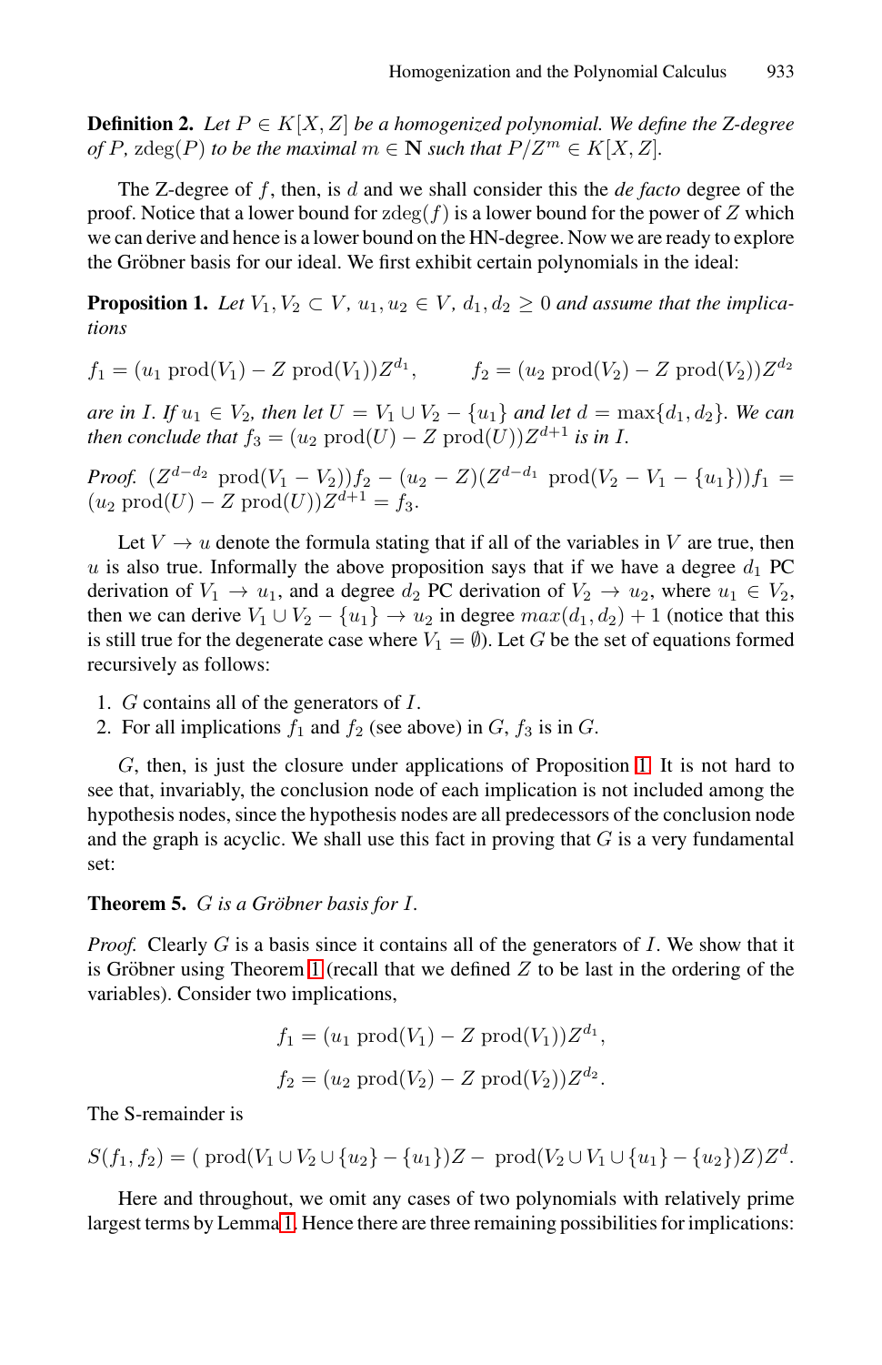**Definition 2.** *Let $P \in K[X, Z]$ be a homogenized polynomial. We define the Z-degree of $P$, $\text{zdeg}(P)$ to be the maximal $m \in \mathbf{N}$ such that $P/Z^m \in K[X, Z]$.*

The Z-degree of $f$, then, is $d$ and we shall consider this the *de facto* degree of the proof. Notice that a lower bound for $\text{zdeg}(f)$ is a lower bound for the power of $Z$ which we can derive and hence is a lower bound on the HN-degree. Now we are ready to explore the Gröbner basis for our ideal. We first exhibit certain polynomials in the ideal:

**Proposition 1.** *Let $V_1, V_2 \subset V$, $u_1, u_2 \in V$, $d_1, d_2 \geq 0$ and assume that the implications*

$$f_1 = (u_1 \text{ prod}(V_1) - Z \text{ prod}(V_1))Z^{d_1}, \qquad f_2 = (u_2 \text{ prod}(V_2) - Z \text{ prod}(V_2))Z^{d_2}$$

*are in $I$. If $u_1 \in V_2$, then let $U = V_1 \cup V_2 - \{u_1\}$ and let $d = \max\{d_1, d_2\}$. We can then conclude that $f_3 = (u_2 \text{ prod}(U) - Z \text{ prod}(U))Z^{d+1}$ is in $I$.*

*Proof.* $(Z^{d-d_2} \text{ prod}(V_1 - V_2))f_2 - (u_2 - Z)(Z^{d-d_1} \text{ prod}(V_2 - V_1 - \{u_1\}))f_1 = (u_2 \text{ prod}(U) - Z \text{ prod}(U))Z^{d+1} = f_3$.

Let $V \to u$ denote the formula stating that if all of the variables in $V$ are true, then $u$ is also true. Informally the above proposition says that if we have a degree $d_1$ PC derivation of $V_1 \to u_1$, and a degree $d_2$ PC derivation of $V_2 \to u_2$, where $u_1 \in V_2$, then we can derive $V_1 \cup V_2 - \{u_1\} \to u_2$ in degree $max(d_1, d_2) + 1$ (notice that this is still true for the degenerate case where $V_1 = \emptyset$). Let $G$ be the set of equations formed recursively as follows:

1. $G$ contains all of the generators of $I$.
2. For all implications $f_1$ and $f_2$ (see above) in $G$, $f_3$ is in $G$.

$G$, then, is just the closure under applications of Proposition 1. It is not hard to see that, invariably, the conclusion node of each implication is not included among the hypothesis nodes, since the hypothesis nodes are all predecessors of the conclusion node and the graph is acyclic. We shall use this fact in proving that $G$ is a very fundamental set:

**Theorem 5.** *$G$ is a Gröbner basis for $I$.*

*Proof.* Clearly $G$ is a basis since it contains all of the generators of $I$. We show that it is Gröbner using Theorem 1 (recall that we defined $Z$ to be last in the ordering of the variables). Consider two implications,

$$f_1 = (u_1 \text{ prod}(V_1) - Z \text{ prod}(V_1))Z^{d_1},$$

$$f_2 = (u_2 \text{ prod}(V_2) - Z \text{ prod}(V_2))Z^{d_2}.$$

The S-remainder is

$$S(f_1, f_2) = (\text{ prod}(V_1 \cup V_2 \cup \{u_2\} - \{u_1\})Z - \text{ prod}(V_2 \cup V_1 \cup \{u_1\} - \{u_2\})Z)Z^d.$$

Here and throughout, we omit any cases of two polynomials with relatively prime largest terms by Lemma 1. Hence there are three remaining possibilities for implications: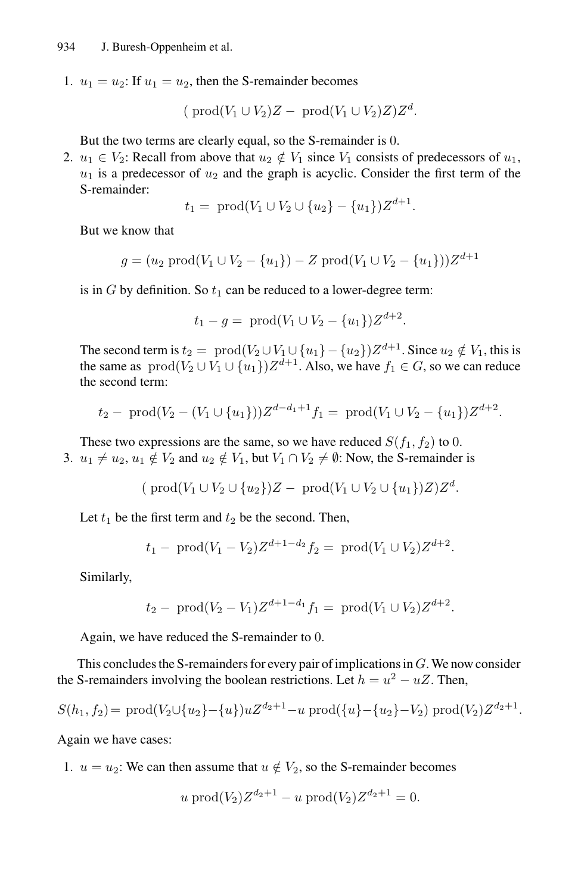1. $u_1 = u_2$: If $u_1 = u_2$, then the S-remainder becomes

$$(\text{ prod}(V_1 \cup V_2)Z - \text{ prod}(V_1 \cup V_2)Z)Z^d.$$

But the two terms are clearly equal, so the S-remainder is 0.

2. $u_1 \in V_2$: Recall from above that $u_2 \notin V_1$ since $V_1$ consists of predecessors of $u_1$, $u_1$ is a predecessor of $u_2$ and the graph is acyclic. Consider the first term of the S-remainder:

$$t_1 = \text{ prod}(V_1 \cup V_2 \cup \{u_2\} - \{u_1\})Z^{d+1}.$$

But we know that

$$g = (u_2 \text{ prod}(V_1 \cup V_2 - \{u_1\}) - Z \text{ prod}(V_1 \cup V_2 - \{u_1\}))Z^{d+1}$$

is in $G$ by definition. So $t_1$ can be reduced to a lower-degree term:

$$t_1 - g = \text{ prod}(V_1 \cup V_2 - \{u_1\})Z^{d+2}.$$

The second term is $t_2 = \text{ prod}(V_2 \cup V_1 \cup \{u_1\} - \{u_2\})Z^{d+1}$. Since $u_2 \notin V_1$, this is the same as $\text{ prod}(V_2 \cup V_1 \cup \{u_1\})Z^{d+1}$. Also, we have $f_1 \in G$, so we can reduce the second term:

$$t_2 - \text{ prod}(V_2 - (V_1 \cup \{u_1\}))Z^{d-d_1+1} f_1 = \text{ prod}(V_1 \cup V_2 - \{u_1\})Z^{d+2}.$$

These two expressions are the same, so we have reduced $S(f_1, f_2)$ to 0.

3. $u_1 \neq u_2$, $u_1 \notin V_2$ and $u_2 \notin V_1$, but $V_1 \cap V_2 \neq \emptyset$: Now, the S-remainder is

$$(\text{ prod}(V_1 \cup V_2 \cup \{u_2\})Z - \text{ prod}(V_1 \cup V_2 \cup \{u_1\})Z)Z^d.$$

Let $t_1$ be the first term and $t_2$ be the second. Then,

$$t_1 - \text{ prod}(V_1 - V_2)Z^{d+1-d_2} f_2 = \text{ prod}(V_1 \cup V_2)Z^{d+2}.$$

Similarly,

$$t_2 - \text{ prod}(V_2 - V_1)Z^{d+1-d_1} f_1 = \text{ prod}(V_1 \cup V_2)Z^{d+2}.$$

Again, we have reduced the S-remainder to 0.

This concludes the S-remainders for every pair of implications in $G$. We now consider the S-remainders involving the boolean restrictions. Let $h = u^2 - uZ$. Then,

$$S(h_1, f_2) = \text{ prod}(V_2 \cup \{u_2\} - \{u\})uZ^{d_2+1} - u \text{ prod}(\{u\} - \{u_2\} - V_2) \text{ prod}(V_2)Z^{d_2+1}.$$

Again we have cases:

1. $u = u_2$: We can then assume that $u \notin V_2$, so the S-remainder becomes

$$u \text{ prod}(V_2)Z^{d_2+1} - u \text{ prod}(V_2)Z^{d_2+1} = 0.$$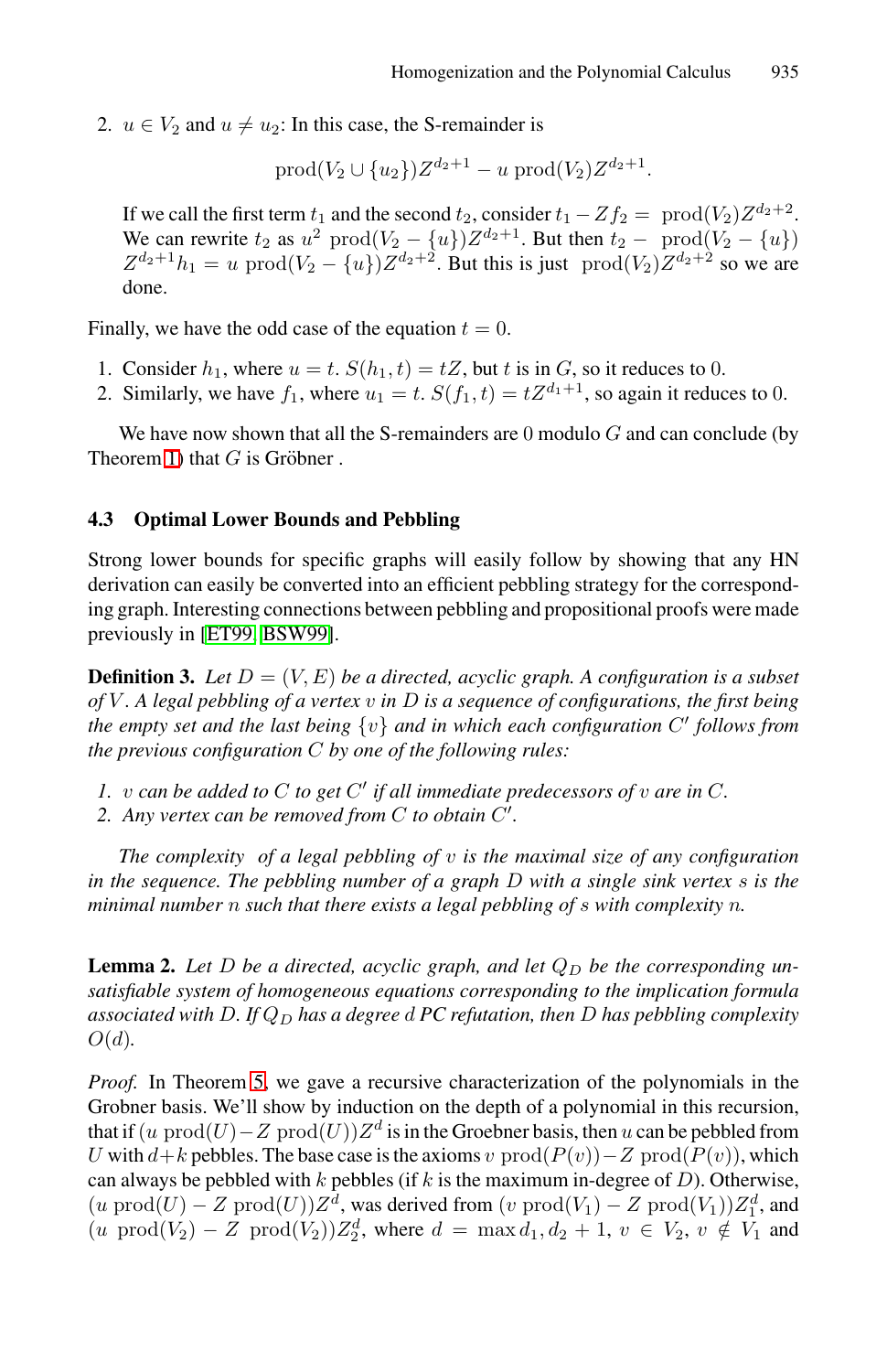2. $u \in V_2$ and $u \neq u_2$: In this case, the S-remainder is

$$\text{prod}(V_2 \cup \{u_2\})Z^{d_2+1} - u\ \text{prod}(V_2)Z^{d_2+1}.$$

If we call the first term $t_1$ and the second $t_2$, consider $t_1 - Zf_2 = \ \text{prod}(V_2)Z^{d_2+2}$. We can rewrite $t_2$ as $u^2\ \text{prod}(V_2 - \{u\})Z^{d_2+1}$. But then $t_2 - \ \text{prod}(V_2 - \{u\})$ $Z^{d_2+1}h_1 = u\ \text{prod}(V_2 - \{u\})Z^{d_2+2}$. But this is just $\text{prod}(V_2)Z^{d_2+2}$ so we are done.

Finally, we have the odd case of the equation $t = 0$.

1. Consider $h_1$, where $u = t$. $S(h_1, t) = tZ$, but $t$ is in $G$, so it reduces to 0.
2. Similarly, we have $f_1$, where $u_1 = t$. $S(f_1, t) = tZ^{d_1+1}$, so again it reduces to 0.

We have now shown that all the S-remainders are 0 modulo $G$ and can conclude (by Theorem 1) that $G$ is Gröbner .

### 4.3 Optimal Lower Bounds and Pebbling

Strong lower bounds for specific graphs will easily follow by showing that any HN derivation can easily be converted into an efficient pebbling strategy for the corresponding graph. Interesting connections between pebbling and propositional proofs were made previously in [ET99, BSW99].

**Definition 3.** *Let $D = (V, E)$ be a directed, acyclic graph. A configuration is a subset of $V$. A legal pebbling of a vertex $v$ in $D$ is a sequence of configurations, the first being the empty set and the last being $\{v\}$ and in which each configuration $C'$ follows from the previous configuration $C$ by one of the following rules:*

1. *$v$ can be added to $C$ to get $C'$ if all immediate predecessors of $v$ are in $C$.*
2. *Any vertex can be removed from $C$ to obtain $C'$.*

*The complexity of a legal pebbling of $v$ is the maximal size of any configuration in the sequence. The pebbling number of a graph $D$ with a single sink vertex $s$ is the minimal number $n$ such that there exists a legal pebbling of $s$ with complexity $n$.*

**Lemma 2.** *Let $D$ be a directed, acyclic graph, and let $Q_D$ be the corresponding unsatisfiable system of homogeneous equations corresponding to the implication formula associated with $D$. If $Q_D$ has a degree $d$ PC refutation, then $D$ has pebbling complexity $O(d)$.*

*Proof.* In Theorem 5, we gave a recursive characterization of the polynomials in the Grobner basis. We'll show by induction on the depth of a polynomial in this recursion, that if $(u\ \text{prod}(U) - Z\ \text{prod}(U))Z^d$ is in the Groebner basis, then $u$ can be pebbled from $U$ with $d+k$ pebbles. The base case is the axioms $v\ \text{prod}(P(v)) - Z\ \text{prod}(P(v))$, which can always be pebbled with $k$ pebbles (if $k$ is the maximum in-degree of $D$). Otherwise, $(u\ \text{prod}(U) - Z\ \text{prod}(U))Z^d$, was derived from $(v\ \text{prod}(V_1) - Z\ \text{prod}(V_1))Z_1^d$, and $(u\ \text{prod}(V_2) - Z\ \text{prod}(V_2))Z_2^d$, where $d = \max d_1, d_2 + 1$, $v \in V_2$, $v \notin V_1$ and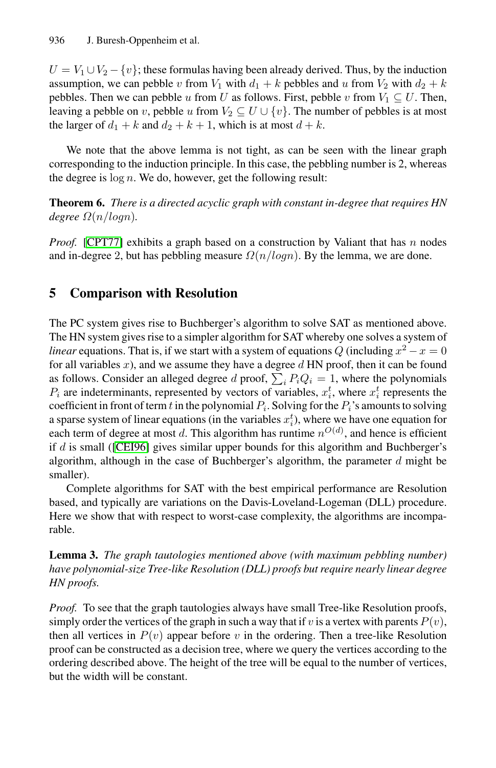$U = V_1 \cup V_2 - \{v\}$; these formulas having been already derived. Thus, by the induction assumption, we can pebble $v$ from $V_1$ with $d_1 + k$ pebbles and $u$ from $V_2$ with $d_2 + k$ pebbles. Then we can pebble $u$ from $U$ as follows. First, pebble $v$ from $V_1 \subseteq U$. Then, leaving a pebble on $v$, pebble $u$ from $V_2 \subseteq U \cup \{v\}$. The number of pebbles is at most the larger of $d_1 + k$ and $d_2 + k + 1$, which is at most $d + k$.

We note that the above lemma is not tight, as can be seen with the linear graph corresponding to the induction principle. In this case, the pebbling number is 2, whereas the degree is $\log n$. We do, however, get the following result:

**Theorem 6.** *There is a directed acyclic graph with constant in-degree that requires HN degree $\Omega(n/logn)$.*

*Proof.* [CPT77] exhibits a graph based on a construction by Valiant that has $n$ nodes and in-degree 2, but has pebbling measure $\Omega(n/logn)$. By the lemma, we are done.

## 5 Comparison with Resolution

The PC system gives rise to Buchberger's algorithm to solve SAT as mentioned above. The HN system gives rise to a simpler algorithm for SAT whereby one solves a system of *linear* equations. That is, if we start with a system of equations $Q$ (including $x^2 - x = 0$ for all variables $x$), and we assume they have a degree $d$ HN proof, then it can be found as follows. Consider an alleged degree $d$ proof, $\sum_i P_i Q_i = 1$, where the polynomials $P_i$ are indeterminants, represented by vectors of variables, $x_i^t$, where $x_i^t$ represents the coefficient in front of term $t$ in the polynomial $P_i$. Solving for the $P_i$'s amounts to solving a sparse system of linear equations (in the variables $x_i^t$), where we have one equation for each term of degree at most $d$. This algorithm has runtime $n^{O(d)}$, and hence is efficient if $d$ is small ([CEI96] gives similar upper bounds for this algorithm and Buchberger's algorithm, although in the case of Buchberger's algorithm, the parameter $d$ might be smaller).

Complete algorithms for SAT with the best empirical performance are Resolution based, and typically are variations on the Davis-Loveland-Logeman (DLL) procedure. Here we show that with respect to worst-case complexity, the algorithms are incomparable.

**Lemma 3.** *The graph tautologies mentioned above (with maximum pebbling number) have polynomial-size Tree-like Resolution (DLL) proofs but require nearly linear degree HN proofs.*

*Proof.* To see that the graph tautologies always have small Tree-like Resolution proofs, simply order the vertices of the graph in such a way that if $v$ is a vertex with parents $P(v)$, then all vertices in $P(v)$ appear before $v$ in the ordering. Then a tree-like Resolution proof can be constructed as a decision tree, where we query the vertices according to the ordering described above. The height of the tree will be equal to the number of vertices, but the width will be constant.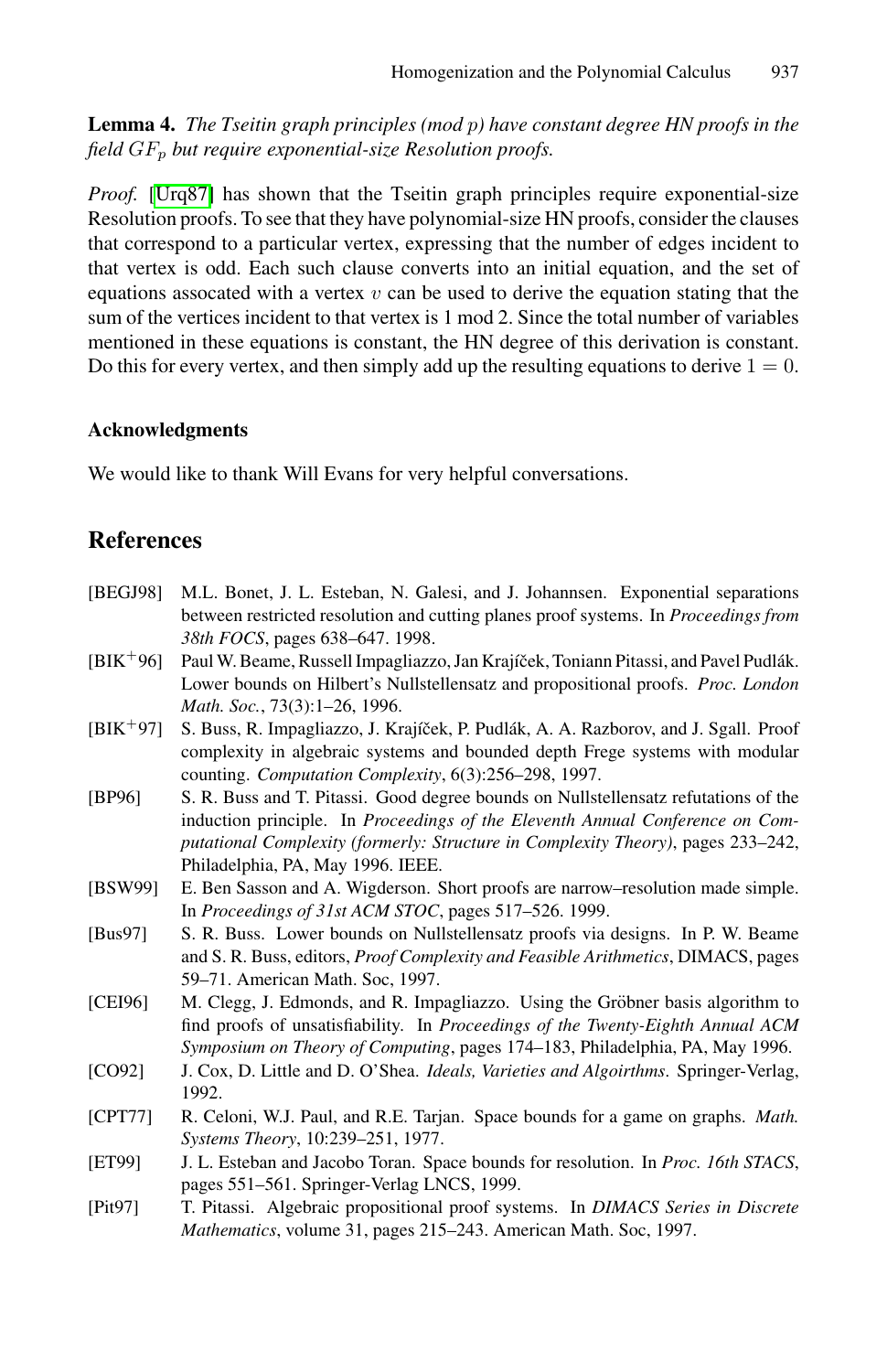**Lemma 4.** *The Tseitin graph principles (mod $p$) have constant degree HN proofs in the field $GF_p$ but require exponential-size Resolution proofs.*

*Proof.* [Urq87] has shown that the Tseitin graph principles require exponential-size Resolution proofs. To see that they have polynomial-size HN proofs, consider the clauses that correspond to a particular vertex, expressing that the number of edges incident to that vertex is odd. Each such clause converts into an initial equation, and the set of equations assocated with a vertex $v$ can be used to derive the equation stating that the sum of the vertices incident to that vertex is 1 mod 2. Since the total number of variables mentioned in these equations is constant, the HN degree of this derivation is constant. Do this for every vertex, and then simply add up the resulting equations to derive $1 = 0$.

## Acknowledgments

We would like to thank Will Evans for very helpful conversations.

## References

- [BEGJ98] M.L. Bonet, J. L. Esteban, N. Galesi, and J. Johannsen. Exponential separations between restricted resolution and cutting planes proof systems. In *Proceedings from 38th FOCS*, pages 638–647. 1998.
- [BIK+96] Paul W. Beame, Russell Impagliazzo, Jan Krajíček, Toniann Pitassi, and Pavel Pudlák. Lower bounds on Hilbert's Nullstellensatz and propositional proofs. *Proc. London Math. Soc.*, 73(3):1–26, 1996.
- [BIK+97] S. Buss, R. Impagliazzo, J. Krajíček, P. Pudlák, A. A. Razborov, and J. Sgall. Proof complexity in algebraic systems and bounded depth Frege systems with modular counting. *Computation Complexity*, 6(3):256–298, 1997.
- [BP96] S. R. Buss and T. Pitassi. Good degree bounds on Nullstellensatz refutations of the induction principle. In *Proceedings of the Eleventh Annual Conference on Computational Complexity (formerly: Structure in Complexity Theory)*, pages 233–242, Philadelphia, PA, May 1996. IEEE.
- [BSW99] E. Ben Sasson and A. Wigderson. Short proofs are narrow–resolution made simple. In *Proceedings of 31st ACM STOC*, pages 517–526. 1999.
- [Bus97] S. R. Buss. Lower bounds on Nullstellensatz proofs via designs. In P. W. Beame and S. R. Buss, editors, *Proof Complexity and Feasible Arithmetics*, DIMACS, pages 59–71. American Math. Soc, 1997.
- [CEI96] M. Clegg, J. Edmonds, and R. Impagliazzo. Using the Gröbner basis algorithm to find proofs of unsatisfiability. In *Proceedings of the Twenty-Eighth Annual ACM Symposium on Theory of Computing*, pages 174–183, Philadelphia, PA, May 1996.
- [CO92] J. Cox, D. Little and D. O'Shea. *Ideals, Varieties and Algoirthms*. Springer-Verlag, 1992.
- [CPT77] R. Celoni, W.J. Paul, and R.E. Tarjan. Space bounds for a game on graphs. *Math. Systems Theory*, 10:239–251, 1977.
- [ET99] J. L. Esteban and Jacobo Toran. Space bounds for resolution. In *Proc. 16th STACS*, pages 551–561. Springer-Verlag LNCS, 1999.
- [Pit97] T. Pitassi. Algebraic propositional proof systems. In *DIMACS Series in Discrete Mathematics*, volume 31, pages 215–243. American Math. Soc, 1997.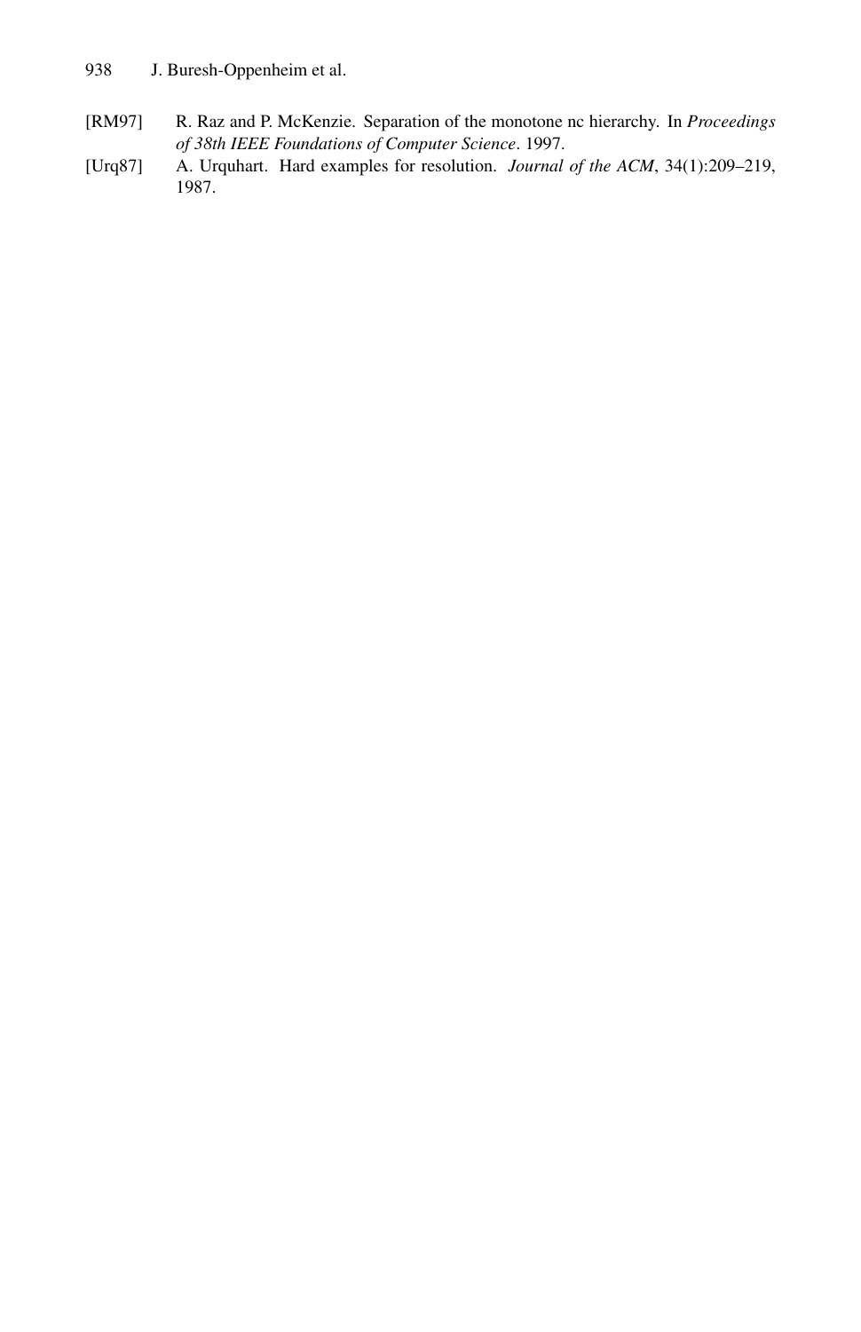[RM97] R. Raz and P. McKenzie. Separation of the monotone nc hierarchy. In *Proceedings of 38th IEEE Foundations of Computer Science*. 1997.

[Urq87] A. Urquhart. Hard examples for resolution. *Journal of the ACM*, 34(1):209–219, 1987.